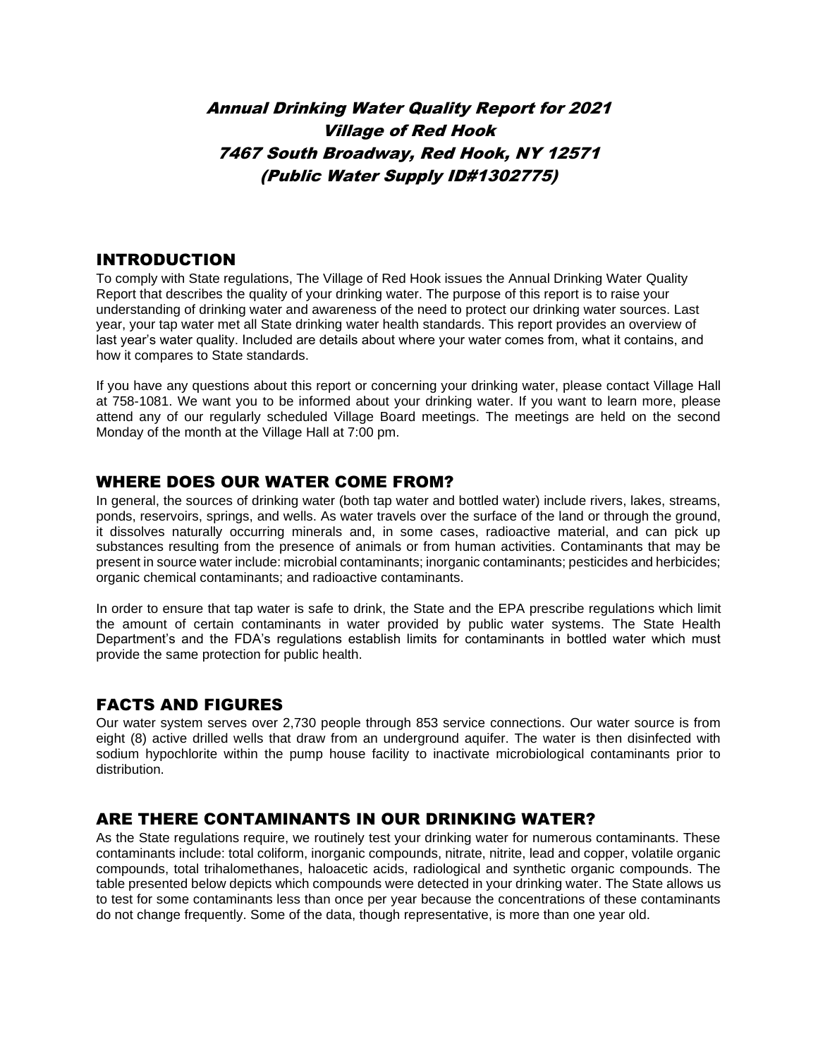# *Annual Drinking Water Quality Report for 2021*
# *Village of Red Hook*
# *7467 South Broadway, Red Hook, NY 12571*
# *(Public Water Supply ID#1302775)*

## INTRODUCTION

To comply with State regulations, The Village of Red Hook issues the Annual Drinking Water Quality Report that describes the quality of your drinking water. The purpose of this report is to raise your understanding of drinking water and awareness of the need to protect our drinking water sources. Last year, your tap water met all State drinking water health standards. This report provides an overview of last year's water quality. Included are details about where your water comes from, what it contains, and how it compares to State standards.

If you have any questions about this report or concerning your drinking water, please contact Village Hall at 758-1081. We want you to be informed about your drinking water. If you want to learn more, please attend any of our regularly scheduled Village Board meetings. The meetings are held on the second Monday of the month at the Village Hall at 7:00 pm.

## WHERE DOES OUR WATER COME FROM?

In general, the sources of drinking water (both tap water and bottled water) include rivers, lakes, streams, ponds, reservoirs, springs, and wells. As water travels over the surface of the land or through the ground, it dissolves naturally occurring minerals and, in some cases, radioactive material, and can pick up substances resulting from the presence of animals or from human activities. Contaminants that may be present in source water include: microbial contaminants; inorganic contaminants; pesticides and herbicides; organic chemical contaminants; and radioactive contaminants.

In order to ensure that tap water is safe to drink, the State and the EPA prescribe regulations which limit the amount of certain contaminants in water provided by public water systems. The State Health Department's and the FDA's regulations establish limits for contaminants in bottled water which must provide the same protection for public health.

## FACTS AND FIGURES

Our water system serves over 2,730 people through 853 service connections. Our water source is from eight (8) active drilled wells that draw from an underground aquifer. The water is then disinfected with sodium hypochlorite within the pump house facility to inactivate microbiological contaminants prior to distribution.

## ARE THERE CONTAMINANTS IN OUR DRINKING WATER?

As the State regulations require, we routinely test your drinking water for numerous contaminants. These contaminants include: total coliform, inorganic compounds, nitrate, nitrite, lead and copper, volatile organic compounds, total trihalomethanes, haloacetic acids, radiological and synthetic organic compounds. The table presented below depicts which compounds were detected in your drinking water. The State allows us to test for some contaminants less than once per year because the concentrations of these contaminants do not change frequently. Some of the data, though representative, is more than one year old.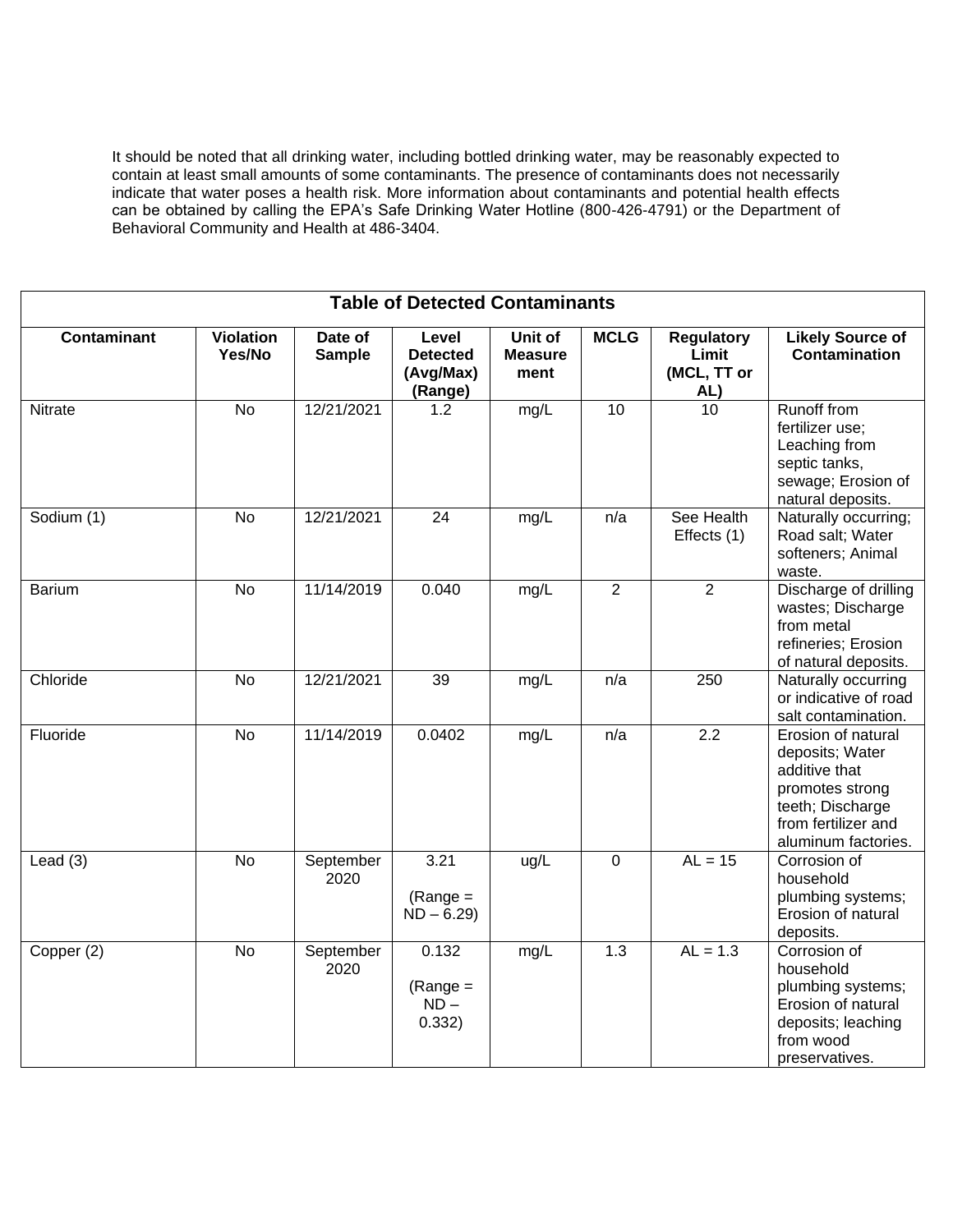It should be noted that all drinking water, including bottled drinking water, may be reasonably expected to contain at least small amounts of some contaminants. The presence of contaminants does not necessarily indicate that water poses a health risk. More information about contaminants and potential health effects can be obtained by calling the EPA's Safe Drinking Water Hotline (800-426-4791) or the Department of Behavioral Community and Health at 486-3404.

**Table of Detected Contaminants**

| Contaminant | Violation Yes/No | Date of Sample | Level Detected (Avg/Max) (Range) | Unit of Measure ment | MCLG | Regulatory Limit (MCL, TT or AL) | Likely Source of Contamination |
|---|---|---|---|---|---|---|---|
| Nitrate | No | 12/21/2021 | 1.2 | mg/L | 10 | 10 | Runoff from fertilizer use; Leaching from septic tanks, sewage; Erosion of natural deposits. |
| Sodium (1) | No | 12/21/2021 | 24 | mg/L | n/a | See Health Effects (1) | Naturally occurring; Road salt; Water softeners; Animal waste. |
| Barium | No | 11/14/2019 | 0.040 | mg/L | 2 | 2 | Discharge of drilling wastes; Discharge from metal refineries; Erosion of natural deposits. |
| Chloride | No | 12/21/2021 | 39 | mg/L | n/a | 250 | Naturally occurring or indicative of road salt contamination. |
| Fluoride | No | 11/14/2019 | 0.0402 | mg/L | n/a | 2.2 | Erosion of natural deposits; Water additive that promotes strong teeth; Discharge from fertilizer and aluminum factories. |
| Lead (3) | No | September 2020 | 3.21 (Range = ND – 6.29) | ug/L | 0 | AL = 15 | Corrosion of household plumbing systems; Erosion of natural deposits. |
| Copper (2) | No | September 2020 | 0.132 (Range = ND – 0.332) | mg/L | 1.3 | AL = 1.3 | Corrosion of household plumbing systems; Erosion of natural deposits; leaching from wood preservatives. |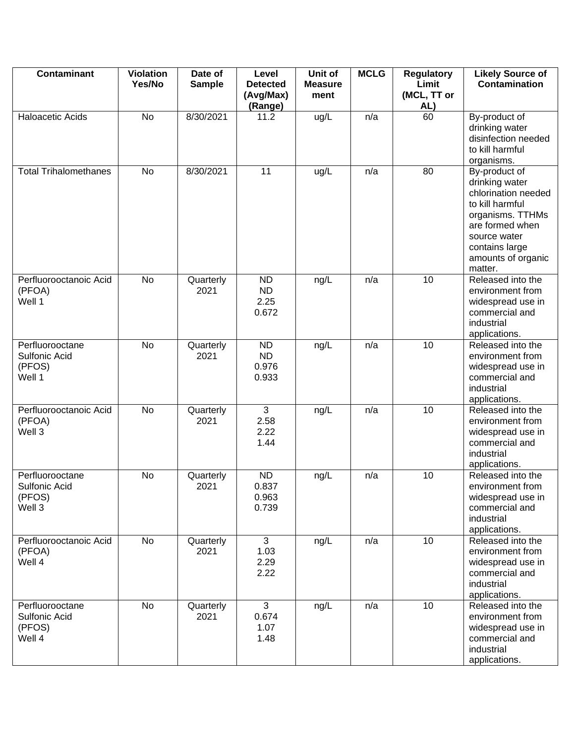| Contaminant | Violation Yes/No | Date of Sample | Level Detected (Avg/Max) (Range) | Unit of Measure ment | MCLG | Regulatory Limit (MCL, TT or AL) | Likely Source of Contamination |
|---|---|---|---|---|---|---|---|
| Haloacetic Acids | No | 8/30/2021 | 11.2 | ug/L | n/a | 60 | By-product of drinking water disinfection needed to kill harmful organisms. |
| Total Trihalomethanes | No | 8/30/2021 | 11 | ug/L | n/a | 80 | By-product of drinking water chlorination needed to kill harmful organisms. TTHMs are formed when source water contains large amounts of organic matter. |
| Perfluorooctanoic Acid (PFOA) Well 1 | No | Quarterly 2021 | ND ND 2.25 0.672 | ng/L | n/a | 10 | Released into the environment from widespread use in commercial and industrial applications. |
| Perfluorooctane Sulfonic Acid (PFOS) Well 1 | No | Quarterly 2021 | ND ND 0.976 0.933 | ng/L | n/a | 10 | Released into the environment from widespread use in commercial and industrial applications. |
| Perfluorooctanoic Acid (PFOA) Well 3 | No | Quarterly 2021 | 3 2.58 2.22 1.44 | ng/L | n/a | 10 | Released into the environment from widespread use in commercial and industrial applications. |
| Perfluorooctane Sulfonic Acid (PFOS) Well 3 | No | Quarterly 2021 | ND 0.837 0.963 0.739 | ng/L | n/a | 10 | Released into the environment from widespread use in commercial and industrial applications. |
| Perfluorooctanoic Acid (PFOA) Well 4 | No | Quarterly 2021 | 3 1.03 2.29 2.22 | ng/L | n/a | 10 | Released into the environment from widespread use in commercial and industrial applications. |
| Perfluorooctane Sulfonic Acid (PFOS) Well 4 | No | Quarterly 2021 | 3 0.674 1.07 1.48 | ng/L | n/a | 10 | Released into the environment from widespread use in commercial and industrial applications. |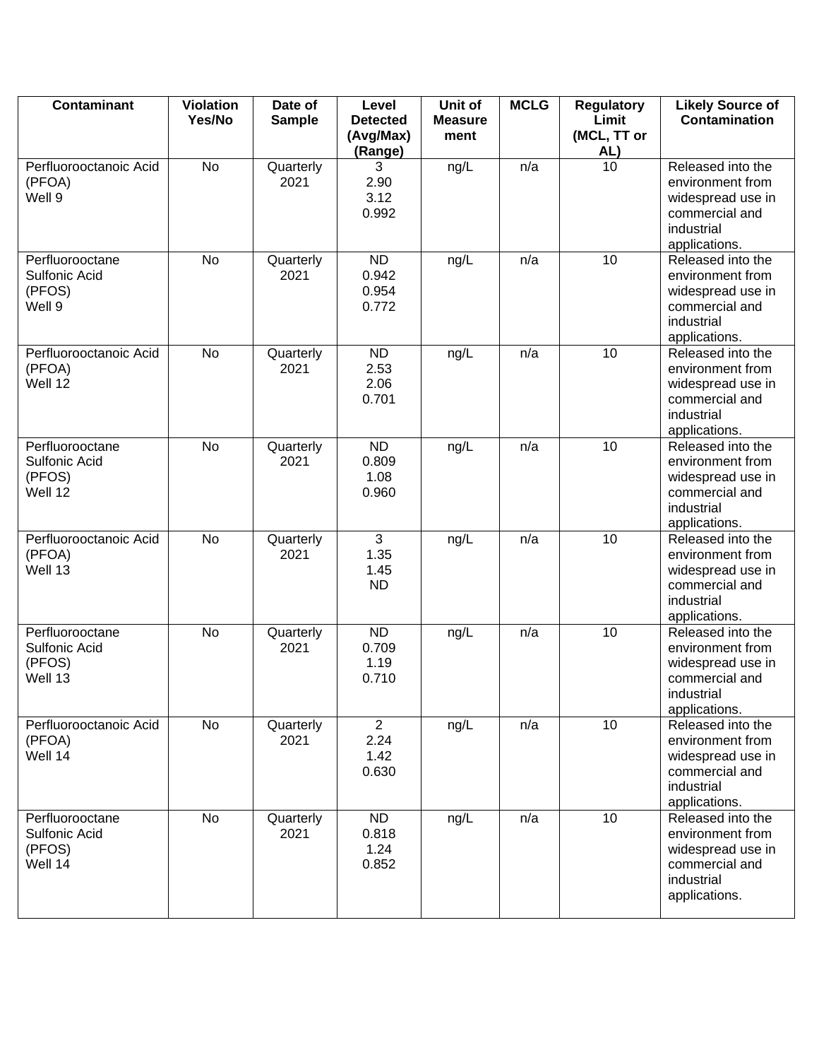| Contaminant | Violation Yes/No | Date of Sample | Level Detected (Avg/Max) (Range) | Unit of Measurement | MCLG | Regulatory Limit (MCL, TT or AL) | Likely Source of Contamination |
|---|---|---|---|---|---|---|---|
| Perfluorooctanoic Acid (PFOA) Well 9 | No | Quarterly 2021 | 3<br>2.90<br>3.12<br>0.992 | ng/L | n/a | 10 | Released into the environment from widespread use in commercial and industrial applications. |
| Perfluorooctane Sulfonic Acid (PFOS) Well 9 | No | Quarterly 2021 | ND<br>0.942<br>0.954<br>0.772 | ng/L | n/a | 10 | Released into the environment from widespread use in commercial and industrial applications. |
| Perfluorooctanoic Acid (PFOA) Well 12 | No | Quarterly 2021 | ND<br>2.53<br>2.06<br>0.701 | ng/L | n/a | 10 | Released into the environment from widespread use in commercial and industrial applications. |
| Perfluorooctane Sulfonic Acid (PFOS) Well 12 | No | Quarterly 2021 | ND<br>0.809<br>1.08<br>0.960 | ng/L | n/a | 10 | Released into the environment from widespread use in commercial and industrial applications. |
| Perfluorooctanoic Acid (PFOA) Well 13 | No | Quarterly 2021 | 3<br>1.35<br>1.45<br>ND | ng/L | n/a | 10 | Released into the environment from widespread use in commercial and industrial applications. |
| Perfluorooctane Sulfonic Acid (PFOS) Well 13 | No | Quarterly 2021 | ND<br>0.709<br>1.19<br>0.710 | ng/L | n/a | 10 | Released into the environment from widespread use in commercial and industrial applications. |
| Perfluorooctanoic Acid (PFOA) Well 14 | No | Quarterly 2021 | 2<br>2.24<br>1.42<br>0.630 | ng/L | n/a | 10 | Released into the environment from widespread use in commercial and industrial applications. |
| Perfluorooctane Sulfonic Acid (PFOS) Well 14 | No | Quarterly 2021 | ND<br>0.818<br>1.24<br>0.852 | ng/L | n/a | 10 | Released into the environment from widespread use in commercial and industrial applications. |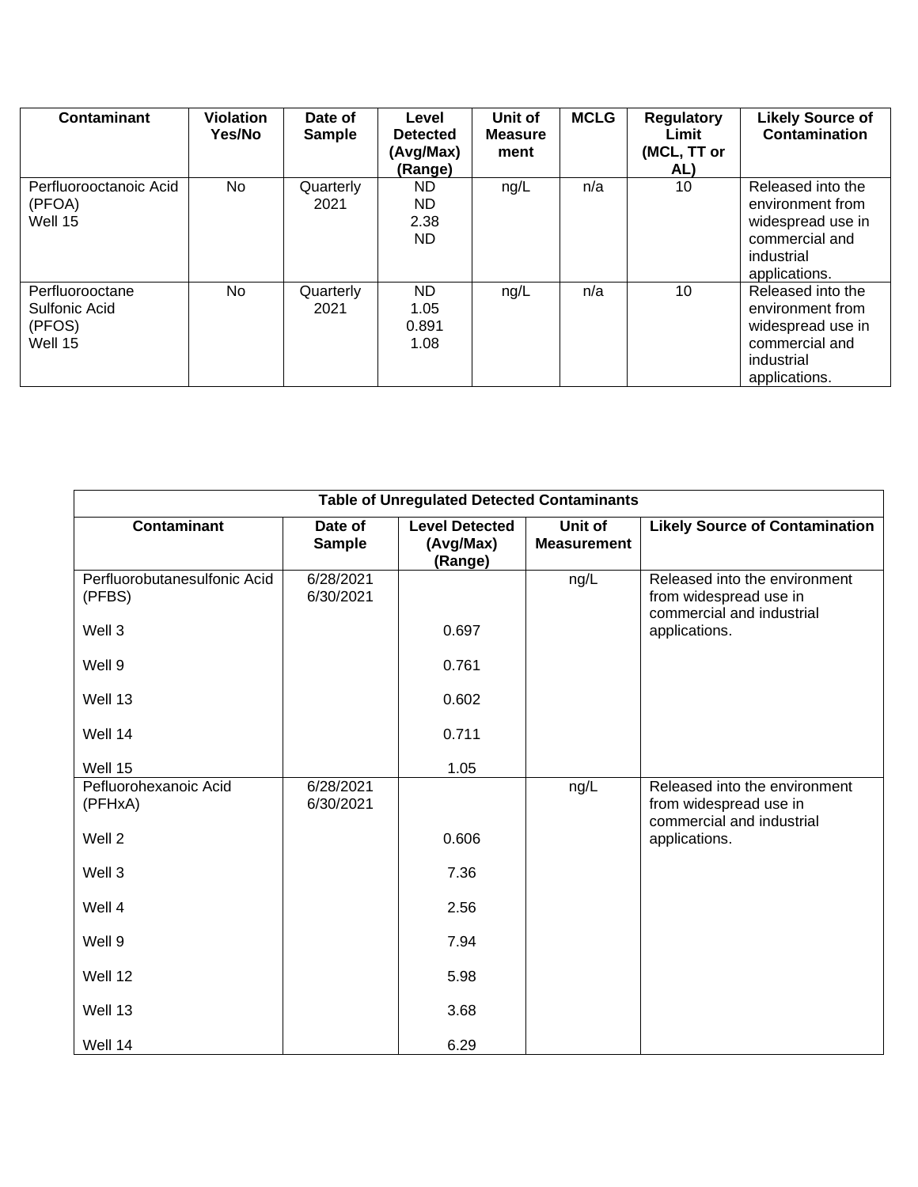| Contaminant | Violation Yes/No | Date of Sample | Level Detected (Avg/Max) (Range) | Unit of Measurement | MCLG | Regulatory Limit (MCL, TT or AL) | Likely Source of Contamination |
|---|---|---|---|---|---|---|---|
| Perfluorooctanoic Acid (PFOA) Well 15 | No | Quarterly 2021 | ND<br>ND<br>2.38<br>ND | ng/L | n/a | 10 | Released into the environment from widespread use in commercial and industrial applications. |
| Perfluorooctane Sulfonic Acid (PFOS) Well 15 | No | Quarterly 2021 | ND<br>1.05<br>0.891<br>1.08 | ng/L | n/a | 10 | Released into the environment from widespread use in commercial and industrial applications. |

| Table of Unregulated Detected Contaminants | | | | |
|---|---|---|---|---|
| **Contaminant** | **Date of Sample** | **Level Detected (Avg/Max) (Range)** | **Unit of Measurement** | **Likely Source of Contamination** |
| Perfluorobutanesulfonic Acid (PFBS) | 6/28/2021<br>6/30/2021 | | ng/L | Released into the environment from widespread use in commercial and industrial applications. |
| Well 3 | | 0.697 | | |
| Well 9 | | 0.761 | | |
| Well 13 | | 0.602 | | |
| Well 14 | | 0.711 | | |
| Well 15 | | 1.05 | | |
| Pefluorohexanoic Acid (PFHxA) | 6/28/2021<br>6/30/2021 | | ng/L | Released into the environment from widespread use in commercial and industrial applications. |
| Well 2 | | 0.606 | | |
| Well 3 | | 7.36 | | |
| Well 4 | | 2.56 | | |
| Well 9 | | 7.94 | | |
| Well 12 | | 5.98 | | |
| Well 13 | | 3.68 | | |
| Well 14 | | 6.29 | | |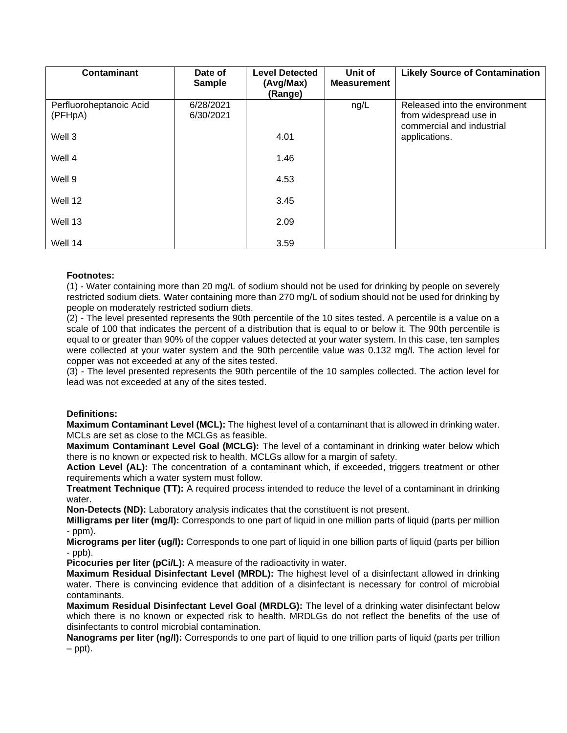| Contaminant | Date of Sample | Level Detected (Avg/Max) (Range) | Unit of Measurement | Likely Source of Contamination |
|---|---|---|---|---|
| Perfluoroheptanoic Acid (PFHpA) | 6/28/2021 6/30/2021 | | ng/L | Released into the environment from widespread use in commercial and industrial applications. |
| Well 3 | | 4.01 | | |
| Well 4 | | 1.46 | | |
| Well 9 | | 4.53 | | |
| Well 12 | | 3.45 | | |
| Well 13 | | 2.09 | | |
| Well 14 | | 3.59 | | |

**Footnotes:**

(1) - Water containing more than 20 mg/L of sodium should not be used for drinking by people on severely restricted sodium diets. Water containing more than 270 mg/L of sodium should not be used for drinking by people on moderately restricted sodium diets.

(2) - The level presented represents the 90th percentile of the 10 sites tested. A percentile is a value on a scale of 100 that indicates the percent of a distribution that is equal to or below it. The 90th percentile is equal to or greater than 90% of the copper values detected at your water system. In this case, ten samples were collected at your water system and the 90th percentile value was 0.132 mg/l. The action level for copper was not exceeded at any of the sites tested.

(3) - The level presented represents the 90th percentile of the 10 samples collected. The action level for lead was not exceeded at any of the sites tested.

**Definitions:**

**Maximum Contaminant Level (MCL):** The highest level of a contaminant that is allowed in drinking water. MCLs are set as close to the MCLGs as feasible.

**Maximum Contaminant Level Goal (MCLG):** The level of a contaminant in drinking water below which there is no known or expected risk to health. MCLGs allow for a margin of safety.

**Action Level (AL):** The concentration of a contaminant which, if exceeded, triggers treatment or other requirements which a water system must follow.

**Treatment Technique (TT):** A required process intended to reduce the level of a contaminant in drinking water.

**Non-Detects (ND):** Laboratory analysis indicates that the constituent is not present.

**Milligrams per liter (mg/l):** Corresponds to one part of liquid in one million parts of liquid (parts per million - ppm).

**Micrograms per liter (ug/l):** Corresponds to one part of liquid in one billion parts of liquid (parts per billion - ppb).

**Picocuries per liter (pCi/L):** A measure of the radioactivity in water.

**Maximum Residual Disinfectant Level (MRDL):** The highest level of a disinfectant allowed in drinking water. There is convincing evidence that addition of a disinfectant is necessary for control of microbial contaminants.

**Maximum Residual Disinfectant Level Goal (MRDLG):** The level of a drinking water disinfectant below which there is no known or expected risk to health. MRDLGs do not reflect the benefits of the use of disinfectants to control microbial contamination.

**Nanograms per liter (ng/l):** Corresponds to one part of liquid to one trillion parts of liquid (parts per trillion – ppt).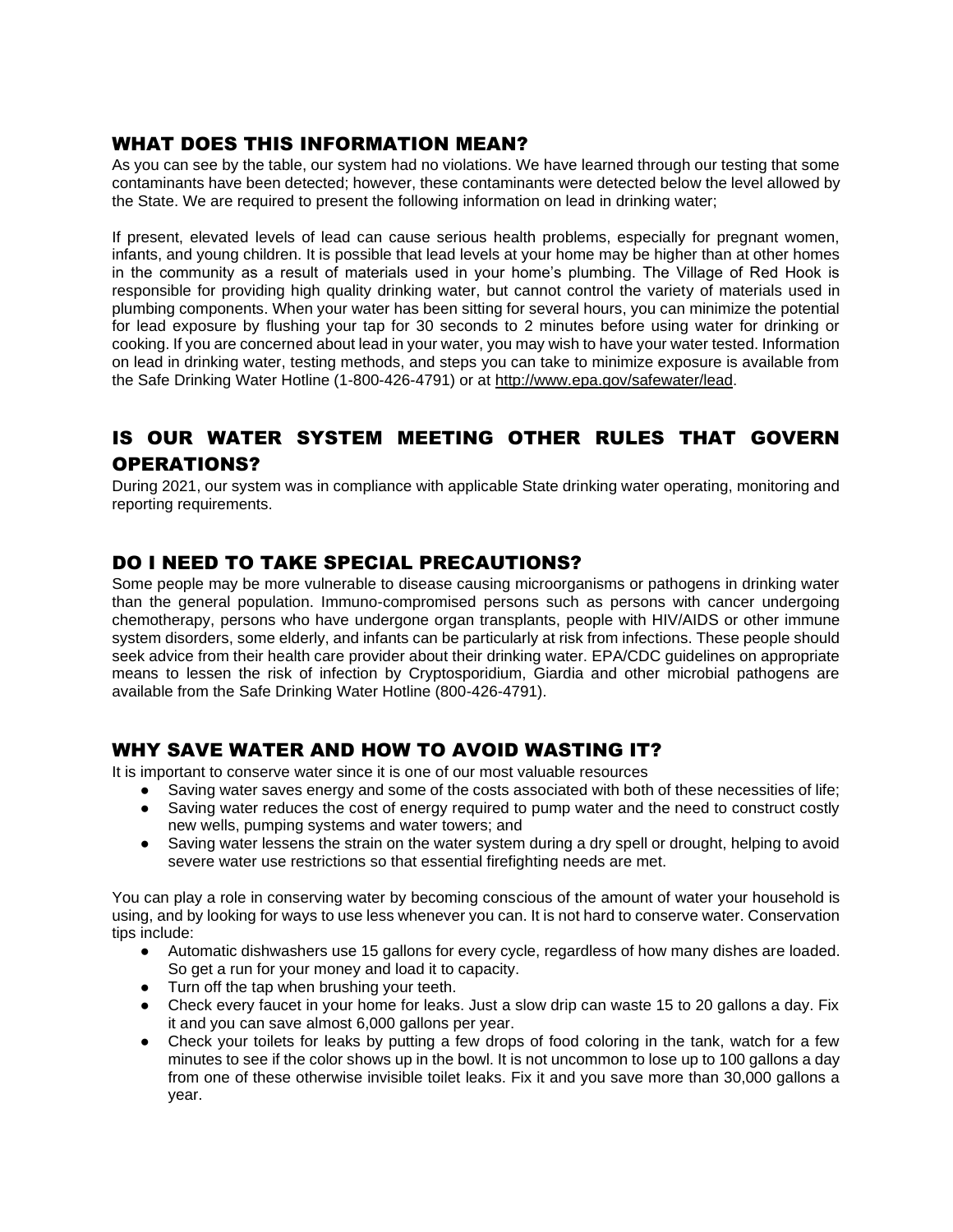## WHAT DOES THIS INFORMATION MEAN?

As you can see by the table, our system had no violations. We have learned through our testing that some contaminants have been detected; however, these contaminants were detected below the level allowed by the State. We are required to present the following information on lead in drinking water;

If present, elevated levels of lead can cause serious health problems, especially for pregnant women, infants, and young children. It is possible that lead levels at your home may be higher than at other homes in the community as a result of materials used in your home's plumbing. The Village of Red Hook is responsible for providing high quality drinking water, but cannot control the variety of materials used in plumbing components. When your water has been sitting for several hours, you can minimize the potential for lead exposure by flushing your tap for 30 seconds to 2 minutes before using water for drinking or cooking. If you are concerned about lead in your water, you may wish to have your water tested. Information on lead in drinking water, testing methods, and steps you can take to minimize exposure is available from the Safe Drinking Water Hotline (1-800-426-4791) or at http://www.epa.gov/safewater/lead.

## IS OUR WATER SYSTEM MEETING OTHER RULES THAT GOVERN OPERATIONS?

During 2021, our system was in compliance with applicable State drinking water operating, monitoring and reporting requirements.

## DO I NEED TO TAKE SPECIAL PRECAUTIONS?

Some people may be more vulnerable to disease causing microorganisms or pathogens in drinking water than the general population. Immuno-compromised persons such as persons with cancer undergoing chemotherapy, persons who have undergone organ transplants, people with HIV/AIDS or other immune system disorders, some elderly, and infants can be particularly at risk from infections. These people should seek advice from their health care provider about their drinking water. EPA/CDC guidelines on appropriate means to lessen the risk of infection by Cryptosporidium, Giardia and other microbial pathogens are available from the Safe Drinking Water Hotline (800-426-4791).

## WHY SAVE WATER AND HOW TO AVOID WASTING IT?

It is important to conserve water since it is one of our most valuable resources

- Saving water saves energy and some of the costs associated with both of these necessities of life;
- Saving water reduces the cost of energy required to pump water and the need to construct costly new wells, pumping systems and water towers; and
- Saving water lessens the strain on the water system during a dry spell or drought, helping to avoid severe water use restrictions so that essential firefighting needs are met.

You can play a role in conserving water by becoming conscious of the amount of water your household is using, and by looking for ways to use less whenever you can. It is not hard to conserve water. Conservation tips include:

- Automatic dishwashers use 15 gallons for every cycle, regardless of how many dishes are loaded. So get a run for your money and load it to capacity.
- Turn off the tap when brushing your teeth.
- Check every faucet in your home for leaks. Just a slow drip can waste 15 to 20 gallons a day. Fix it and you can save almost 6,000 gallons per year.
- Check your toilets for leaks by putting a few drops of food coloring in the tank, watch for a few minutes to see if the color shows up in the bowl. It is not uncommon to lose up to 100 gallons a day from one of these otherwise invisible toilet leaks. Fix it and you save more than 30,000 gallons a year.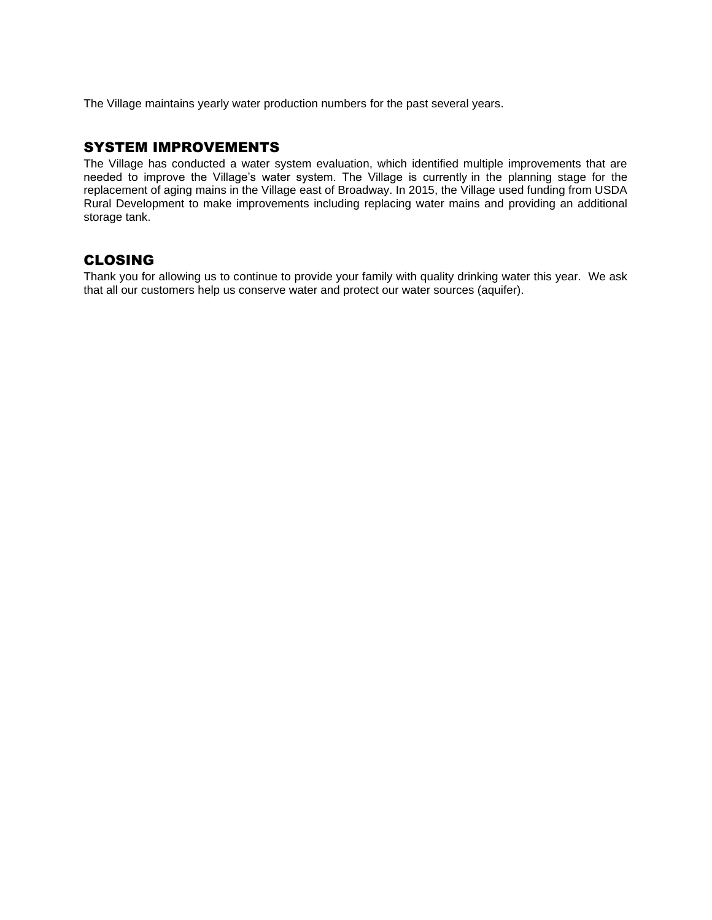The Village maintains yearly water production numbers for the past several years.

## SYSTEM IMPROVEMENTS

The Village has conducted a water system evaluation, which identified multiple improvements that are needed to improve the Village's water system. The Village is currently in the planning stage for the replacement of aging mains in the Village east of Broadway. In 2015, the Village used funding from USDA Rural Development to make improvements including replacing water mains and providing an additional storage tank.

## CLOSING

Thank you for allowing us to continue to provide your family with quality drinking water this year. We ask that all our customers help us conserve water and protect our water sources (aquifer).